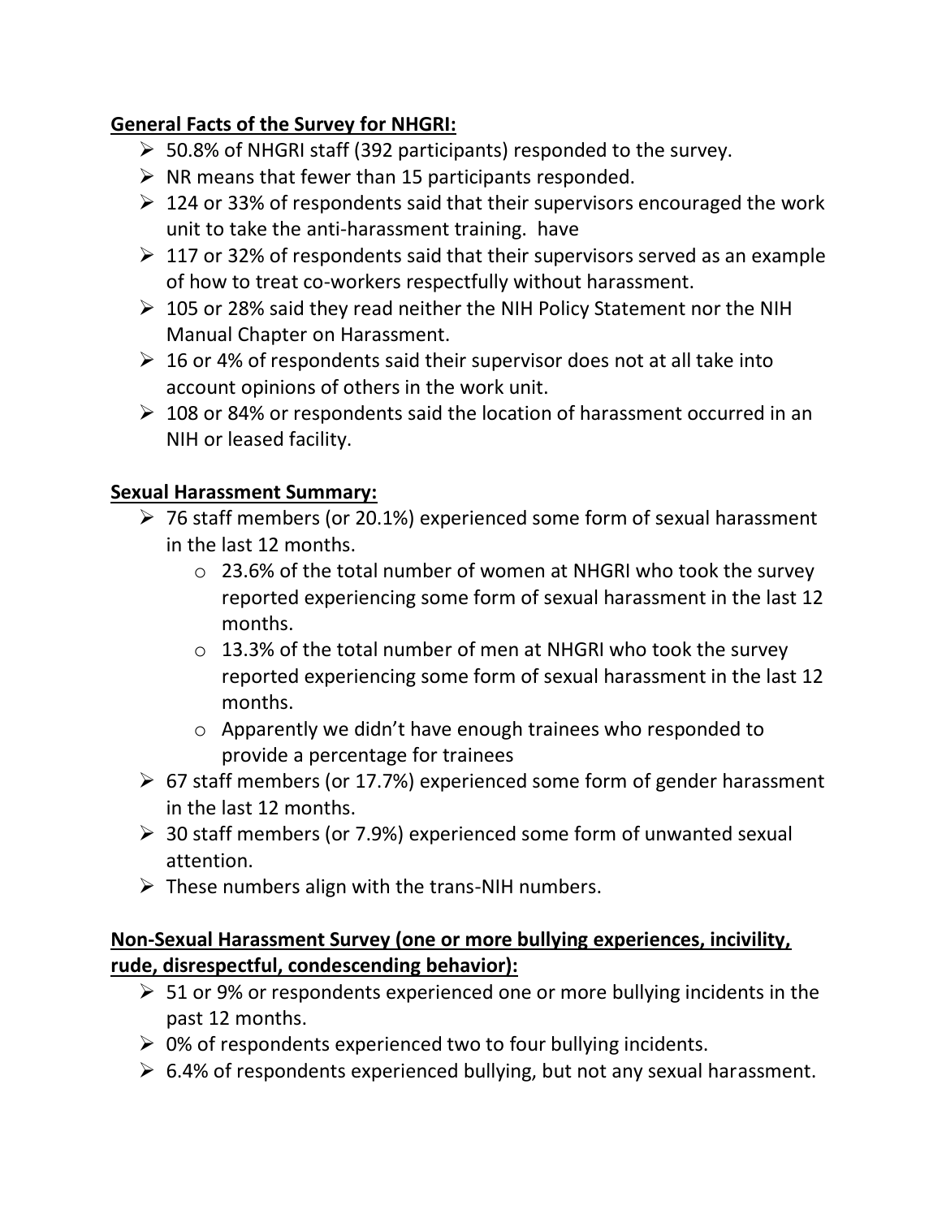**General Facts of the Survey for NHGRI:**

- 50.8% of NHGRI staff (392 participants) responded to the survey.
- NR means that fewer than 15 participants responded.
- 124 or 33% of respondents said that their supervisors encouraged the work unit to take the anti-harassment training. have
- 117 or 32% of respondents said that their supervisors served as an example of how to treat co-workers respectfully without harassment.
- 105 or 28% said they read neither the NIH Policy Statement nor the NIH Manual Chapter on Harassment.
- 16 or 4% of respondents said their supervisor does not at all take into account opinions of others in the work unit.
- 108 or 84% or respondents said the location of harassment occurred in an NIH or leased facility.

**Sexual Harassment Summary:**

- 76 staff members (or 20.1%) experienced some form of sexual harassment in the last 12 months.
  - 23.6% of the total number of women at NHGRI who took the survey reported experiencing some form of sexual harassment in the last 12 months.
  - 13.3% of the total number of men at NHGRI who took the survey reported experiencing some form of sexual harassment in the last 12 months.
  - Apparently we didn't have enough trainees who responded to provide a percentage for trainees
- 67 staff members (or 17.7%) experienced some form of gender harassment in the last 12 months.
- 30 staff members (or 7.9%) experienced some form of unwanted sexual attention.
- These numbers align with the trans-NIH numbers.

**Non-Sexual Harassment Survey (one or more bullying experiences, incivility, rude, disrespectful, condescending behavior):**

- 51 or 9% or respondents experienced one or more bullying incidents in the past 12 months.
- 0% of respondents experienced two to four bullying incidents.
- 6.4% of respondents experienced bullying, but not any sexual harassment.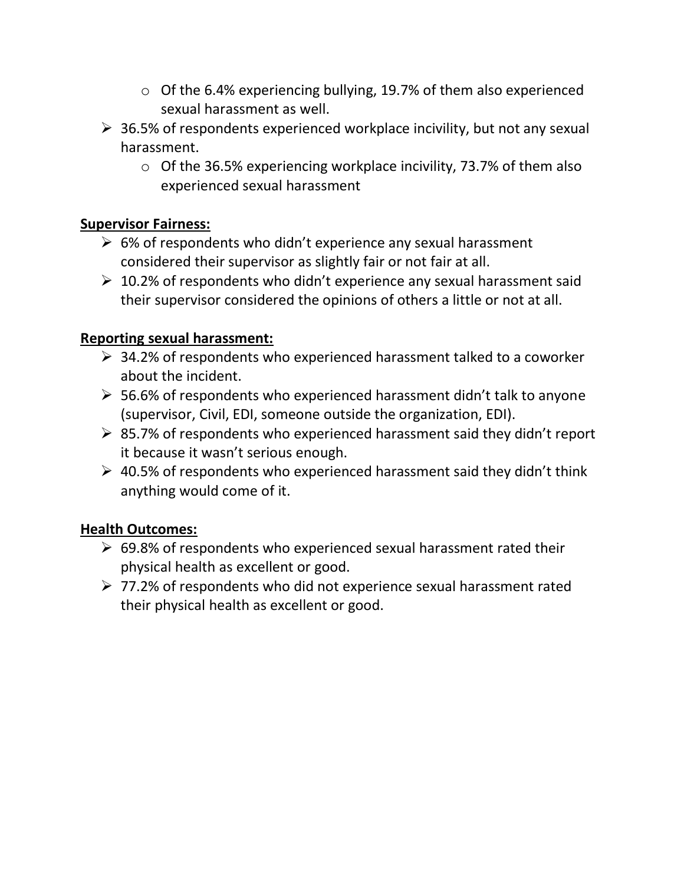- Of the 6.4% experiencing bullying, 19.7% of them also experienced sexual harassment as well.
- 36.5% of respondents experienced workplace incivility, but not any sexual harassment.
  - Of the 36.5% experiencing workplace incivility, 73.7% of them also experienced sexual harassment

**<u>Supervisor Fairness:</u>**

- 6% of respondents who didn't experience any sexual harassment considered their supervisor as slightly fair or not fair at all.
- 10.2% of respondents who didn't experience any sexual harassment said their supervisor considered the opinions of others a little or not at all.

**<u>Reporting sexual harassment:</u>**

- 34.2% of respondents who experienced harassment talked to a coworker about the incident.
- 56.6% of respondents who experienced harassment didn't talk to anyone (supervisor, Civil, EDI, someone outside the organization, EDI).
- 85.7% of respondents who experienced harassment said they didn't report it because it wasn't serious enough.
- 40.5% of respondents who experienced harassment said they didn't think anything would come of it.

**<u>Health Outcomes:</u>**

- 69.8% of respondents who experienced sexual harassment rated their physical health as excellent or good.
- 77.2% of respondents who did not experience sexual harassment rated their physical health as excellent or good.